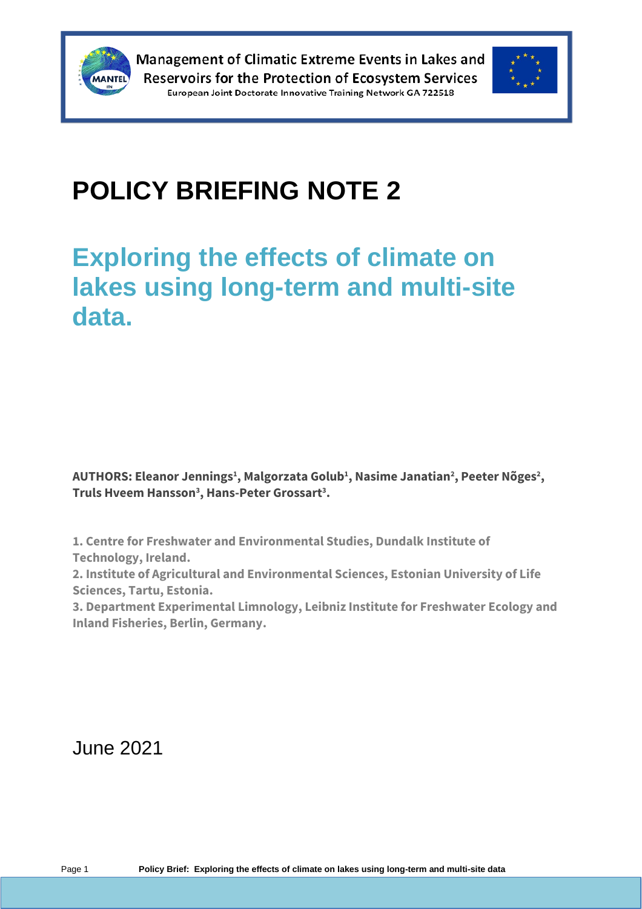Management of Climatic Extreme Events in Lakes and Reservoirs for the Protection of Ecosystem Services

European Joint Doctorate Innovative Training Network GA 722518

# POLICY BRIEFING NOTE 2

## Exploring the effects of climate on lakes using long-term and multi-site data.

**AUTHORS: Eleanor Jennings[1], Malgorzata Golub[1], Nasime Janatian[2], Peeter Nõges[2], Truls Hveem Hansson[3], Hans-Peter Grossart[3].**

**1. Centre for Freshwater and Environmental Studies, Dundalk Institute of Technology, Ireland.**

**2. Institute of Agricultural and Environmental Sciences, Estonian University of Life Sciences, Tartu, Estonia.**

**3. Department Experimental Limnology, Leibniz Institute for Freshwater Ecology and Inland Fisheries, Berlin, Germany.**

June 2021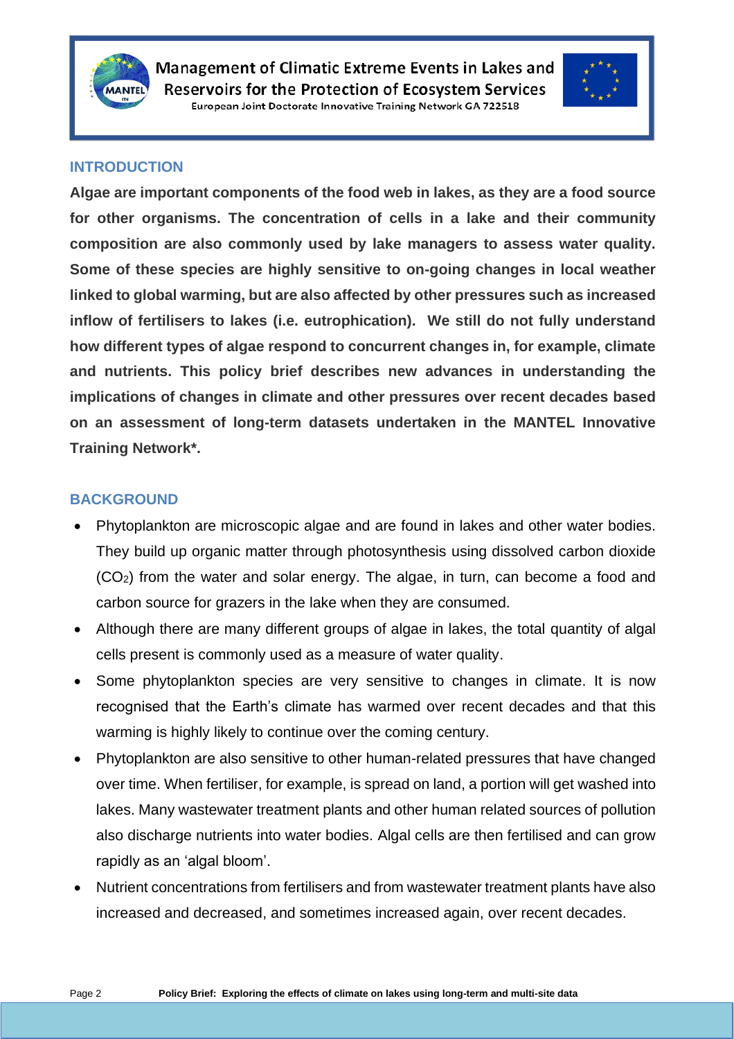## INTRODUCTION

**Algae are important components of the food web in lakes, as they are a food source for other organisms. The concentration of cells in a lake and their community composition are also commonly used by lake managers to assess water quality. Some of these species are highly sensitive to on-going changes in local weather linked to global warming, but are also affected by other pressures such as increased inflow of fertilisers to lakes (i.e. eutrophication). We still do not fully understand how different types of algae respond to concurrent changes in, for example, climate and nutrients. This policy brief describes new advances in understanding the implications of changes in climate and other pressures over recent decades based on an assessment of long-term datasets undertaken in the MANTEL Innovative Training Network*.**

## BACKGROUND

- Phytoplankton are microscopic algae and are found in lakes and other water bodies. They build up organic matter through photosynthesis using dissolved carbon dioxide ($CO_2$) from the water and solar energy. The algae, in turn, can become a food and carbon source for grazers in the lake when they are consumed.
- Although there are many different groups of algae in lakes, the total quantity of algal cells present is commonly used as a measure of water quality.
- Some phytoplankton species are very sensitive to changes in climate. It is now recognised that the Earth's climate has warmed over recent decades and that this warming is highly likely to continue over the coming century.
- Phytoplankton are also sensitive to other human-related pressures that have changed over time. When fertiliser, for example, is spread on land, a portion will get washed into lakes. Many wastewater treatment plants and other human related sources of pollution also discharge nutrients into water bodies. Algal cells are then fertilised and can grow rapidly as an 'algal bloom'.
- Nutrient concentrations from fertilisers and from wastewater treatment plants have also increased and decreased, and sometimes increased again, over recent decades.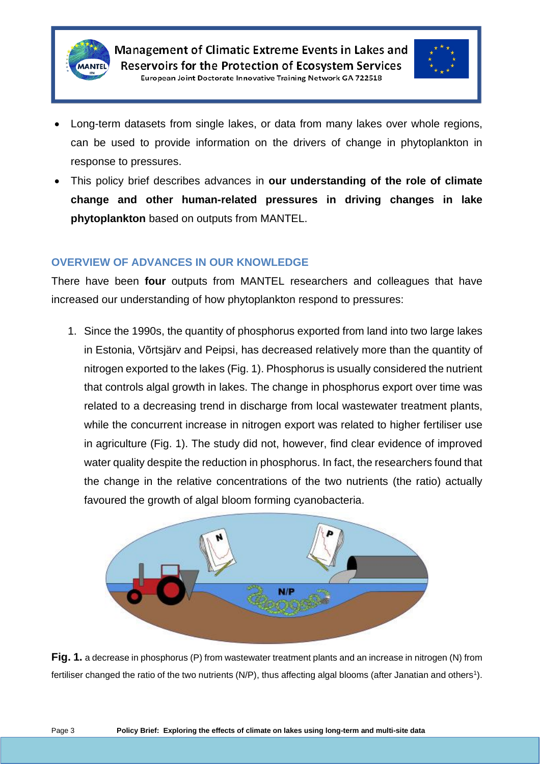- Long-term datasets from single lakes, or data from many lakes over whole regions, can be used to provide information on the drivers of change in phytoplankton in response to pressures.
- This policy brief describes advances in **our understanding of the role of climate change and other human-related pressures in driving changes in lake phytoplankton** based on outputs from MANTEL.

## OVERVIEW OF ADVANCES IN OUR KNOWLEDGE

There have been **four** outputs from MANTEL researchers and colleagues that have increased our understanding of how phytoplankton respond to pressures:

1. Since the 1990s, the quantity of phosphorus exported from land into two large lakes in Estonia, Võrtsjärv and Peipsi, has decreased relatively more than the quantity of nitrogen exported to the lakes (Fig. 1). Phosphorus is usually considered the nutrient that controls algal growth in lakes. The change in phosphorus export over time was related to a decreasing trend in discharge from local wastewater treatment plants, while the concurrent increase in nitrogen export was related to higher fertiliser use in agriculture (Fig. 1). The study did not, however, find clear evidence of improved water quality despite the reduction in phosphorus. In fact, the researchers found that the change in the relative concentrations of the two nutrients (the ratio) actually favoured the growth of algal bloom forming cyanobacteria.

**Fig. 1.** a decrease in phosphorus (P) from wastewater treatment plants and an increase in nitrogen (N) from fertiliser changed the ratio of the two nutrients (N/P), thus affecting algal blooms (after Janatian and others[1]).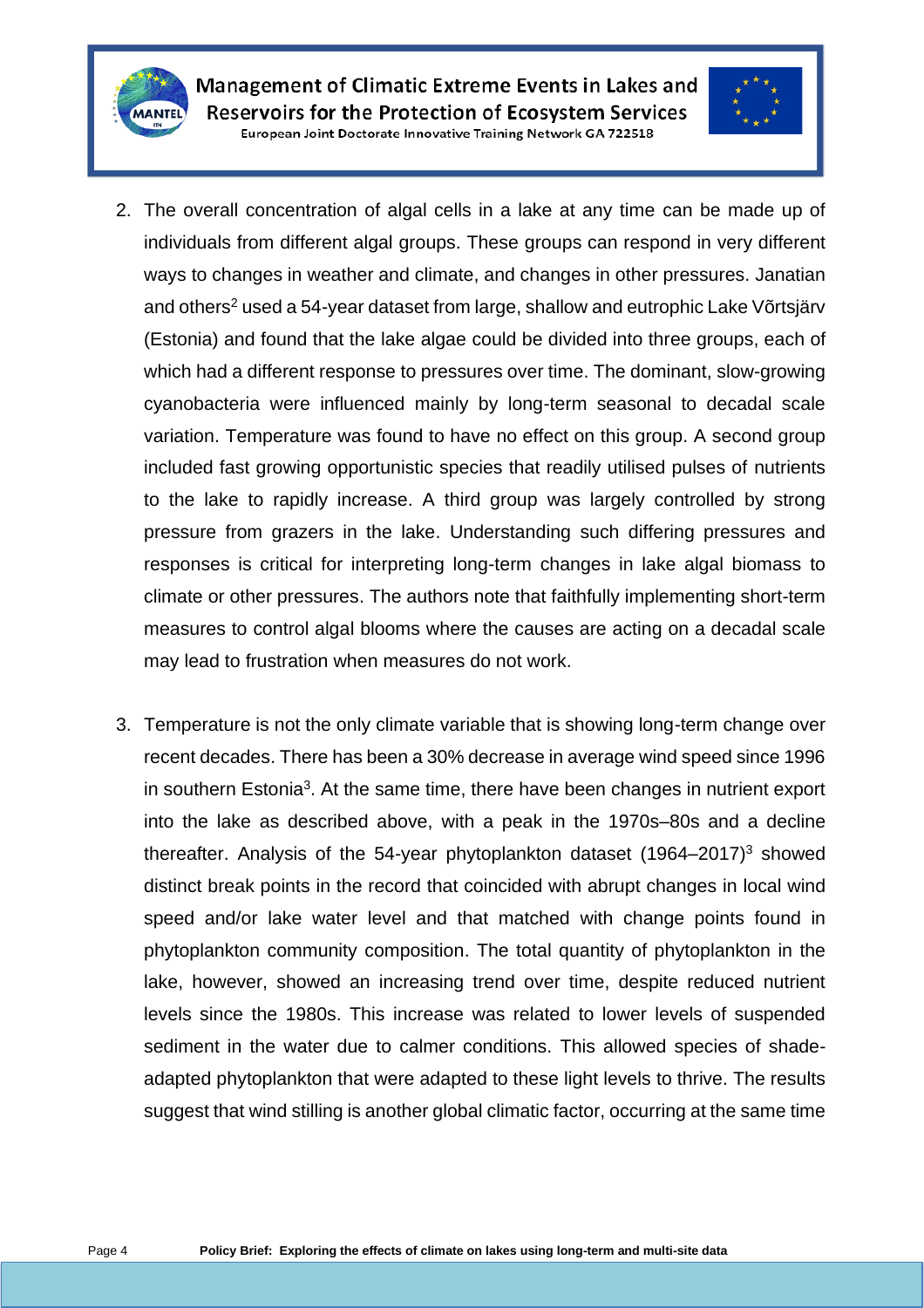2. The overall concentration of algal cells in a lake at any time can be made up of individuals from different algal groups. These groups can respond in very different ways to changes in weather and climate, and changes in other pressures. Janatian and others[2] used a 54-year dataset from large, shallow and eutrophic Lake Võrtsjärv (Estonia) and found that the lake algae could be divided into three groups, each of which had a different response to pressures over time. The dominant, slow-growing cyanobacteria were influenced mainly by long-term seasonal to decadal scale variation. Temperature was found to have no effect on this group. A second group included fast growing opportunistic species that readily utilised pulses of nutrients to the lake to rapidly increase. A third group was largely controlled by strong pressure from grazers in the lake. Understanding such differing pressures and responses is critical for interpreting long-term changes in lake algal biomass to climate or other pressures. The authors note that faithfully implementing short-term measures to control algal blooms where the causes are acting on a decadal scale may lead to frustration when measures do not work.

3. Temperature is not the only climate variable that is showing long-term change over recent decades. There has been a 30% decrease in average wind speed since 1996 in southern Estonia[3]. At the same time, there have been changes in nutrient export into the lake as described above, with a peak in the 1970s–80s and a decline thereafter. Analysis of the 54-year phytoplankton dataset (1964–2017)[3] showed distinct break points in the record that coincided with abrupt changes in local wind speed and/or lake water level and that matched with change points found in phytoplankton community composition. The total quantity of phytoplankton in the lake, however, showed an increasing trend over time, despite reduced nutrient levels since the 1980s. This increase was related to lower levels of suspended sediment in the water due to calmer conditions. This allowed species of shade-adapted phytoplankton that were adapted to these light levels to thrive. The results suggest that wind stilling is another global climatic factor, occurring at the same time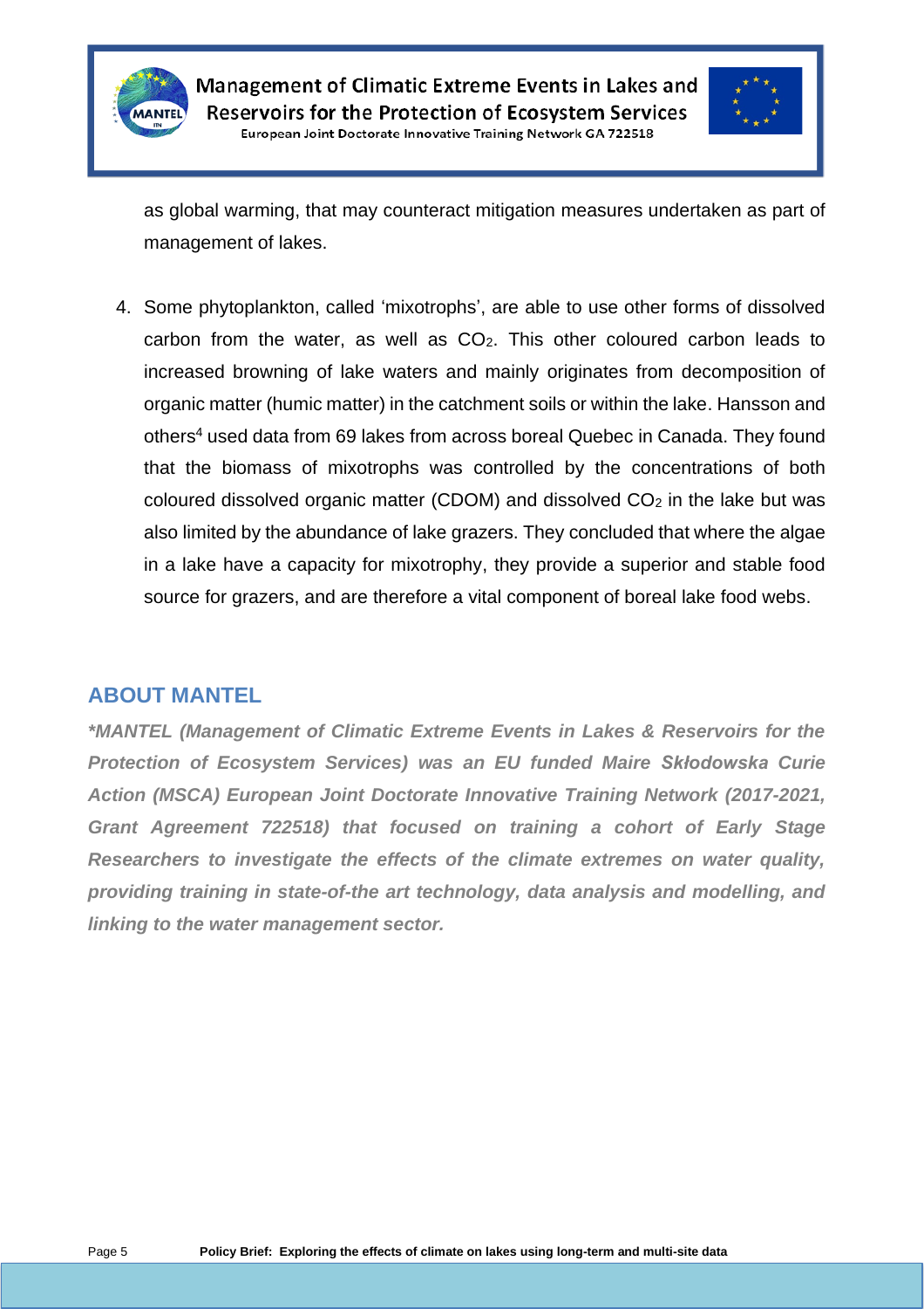as global warming, that may counteract mitigation measures undertaken as part of management of lakes.

4. Some phytoplankton, called 'mixotrophs', are able to use other forms of dissolved carbon from the water, as well as $CO_2$. This other coloured carbon leads to increased browning of lake waters and mainly originates from decomposition of organic matter (humic matter) in the catchment soils or within the lake. Hansson and others[4] used data from 69 lakes from across boreal Quebec in Canada. They found that the biomass of mixotrophs was controlled by the concentrations of both coloured dissolved organic matter (CDOM) and dissolved $CO_2$ in the lake but was also limited by the abundance of lake grazers. They concluded that where the algae in a lake have a capacity for mixotrophy, they provide a superior and stable food source for grazers, and are therefore a vital component of boreal lake food webs.

## ABOUT MANTEL

***MANTEL (Management of Climatic Extreme Events in Lakes & Reservoirs for the Protection of Ecosystem Services) was an EU funded Maire Skłodowska Curie Action (MSCA) European Joint Doctorate Innovative Training Network (2017-2021, Grant Agreement 722518) that focused on training a cohort of Early Stage Researchers to investigate the effects of the climate extremes on water quality, providing training in state-of-the art technology, data analysis and modelling, and linking to the water management sector.***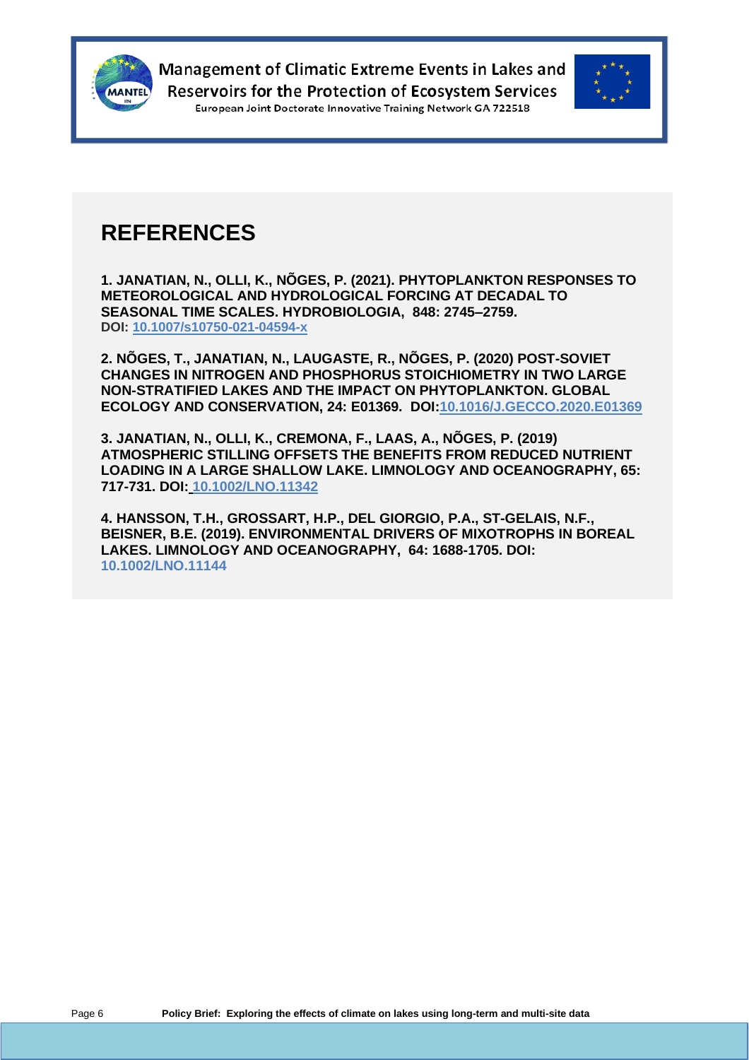# REFERENCES

**1. JANATIAN, N., OLLI, K., NÕGES, P. (2021). PHYTOPLANKTON RESPONSES TO METEOROLOGICAL AND HYDROLOGICAL FORCING AT DECADAL TO SEASONAL TIME SCALES. HYDROBIOLOGIA, 848: 2745–2759. DOI: 10.1007/s10750-021-04594-x**

**2. NÕGES, T., JANATIAN, N., LAUGASTE, R., NÕGES, P. (2020) POST-SOVIET CHANGES IN NITROGEN AND PHOSPHORUS STOICHIOMETRY IN TWO LARGE NON-STRATIFIED LAKES AND THE IMPACT ON PHYTOPLANKTON. GLOBAL ECOLOGY AND CONSERVATION, 24: E01369. DOI:10.1016/J.GECCO.2020.E01369**

**3. JANATIAN, N., OLLI, K., CREMONA, F., LAAS, A., NÕGES, P. (2019) ATMOSPHERIC STILLING OFFSETS THE BENEFITS FROM REDUCED NUTRIENT LOADING IN A LARGE SHALLOW LAKE. LIMNOLOGY AND OCEANOGRAPHY, 65: 717-731. DOI: 10.1002/LNO.11342**

**4. HANSSON, T.H., GROSSART, H.P., DEL GIORGIO, P.A., ST-GELAIS, N.F., BEISNER, B.E. (2019). ENVIRONMENTAL DRIVERS OF MIXOTROPHS IN BOREAL LAKES. LIMNOLOGY AND OCEANOGRAPHY, 64: 1688-1705. DOI: 10.1002/LNO.11144**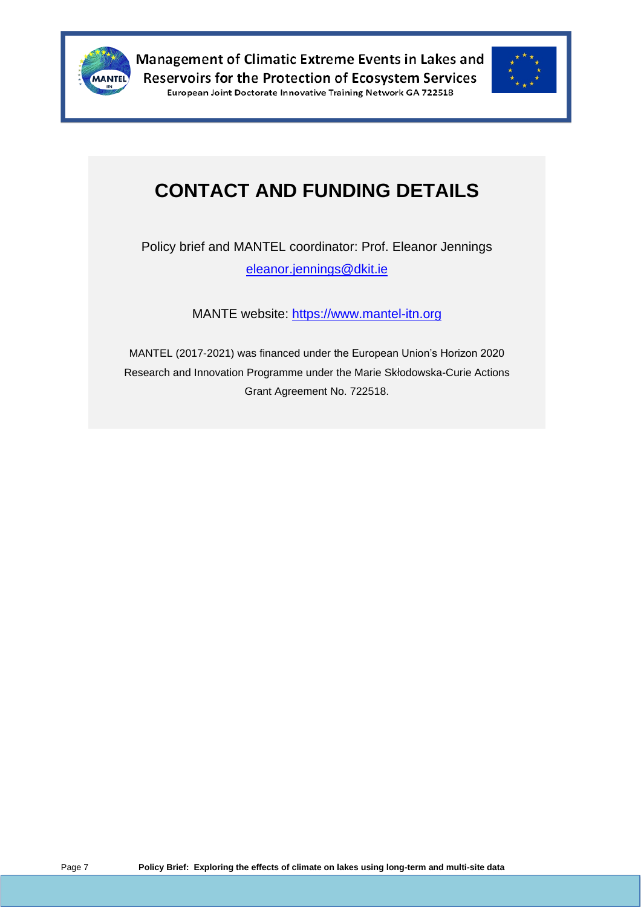# CONTACT AND FUNDING DETAILS

Policy brief and MANTEL coordinator: Prof. Eleanor Jennings

eleanor.jennings@dkit.ie

MANTE website: https://www.mantel-itn.org

MANTEL (2017-2021) was financed under the European Union's Horizon 2020 Research and Innovation Programme under the Marie Skłodowska-Curie Actions Grant Agreement No. 722518.